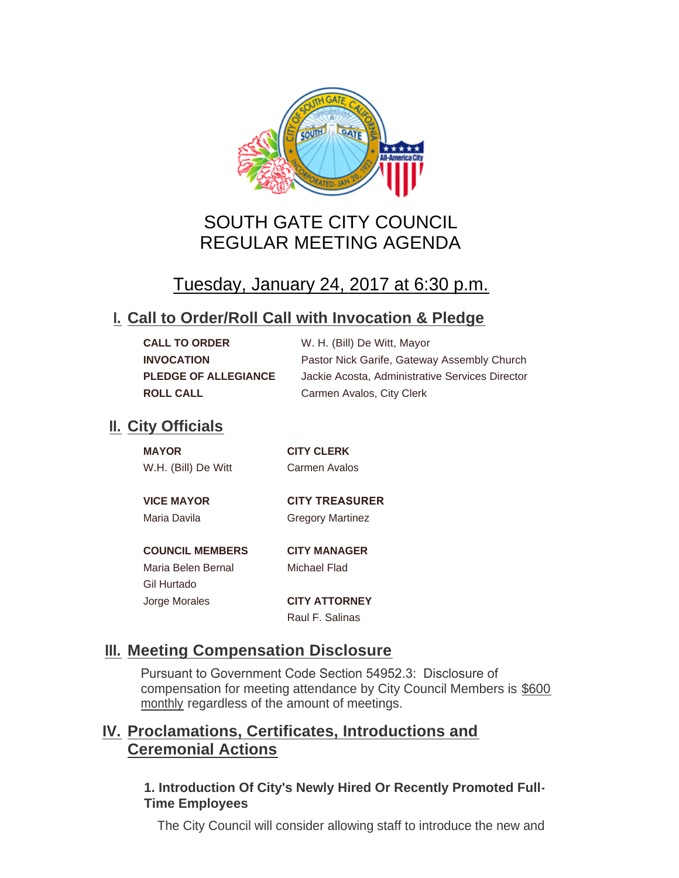# SOUTH GATE CITY COUNCIL
# REGULAR MEETING AGENDA

## Tuesday, January 24, 2017 at 6:30 p.m.

## I. Call to Order/Roll Call with Invocation & Pledge

| | |
|---|---|
| **CALL TO ORDER** | W. H. (Bill) De Witt, Mayor |
| **INVOCATION** | Pastor Nick Garife, Gateway Assembly Church |
| **PLEDGE OF ALLEGIANCE** | Jackie Acosta, Administrative Services Director |
| **ROLL CALL** | Carmen Avalos, City Clerk |

## II. City Officials

**MAYOR**
W.H. (Bill) De Witt

**VICE MAYOR**
Maria Davila

**COUNCIL MEMBERS**
Maria Belen Bernal
Gil Hurtado
Jorge Morales

**CITY CLERK**
Carmen Avalos

**CITY TREASURER**
Gregory Martinez

**CITY MANAGER**
Michael Flad

**CITY ATTORNEY**
Raul F. Salinas

## III. Meeting Compensation Disclosure

Pursuant to Government Code Section 54952.3: Disclosure of compensation for meeting attendance by City Council Members is $600 monthly regardless of the amount of meetings.

## IV. Proclamations, Certificates, Introductions and Ceremonial Actions

### 1. Introduction Of City's Newly Hired Or Recently Promoted Full-Time Employees

The City Council will consider allowing staff to introduce the new and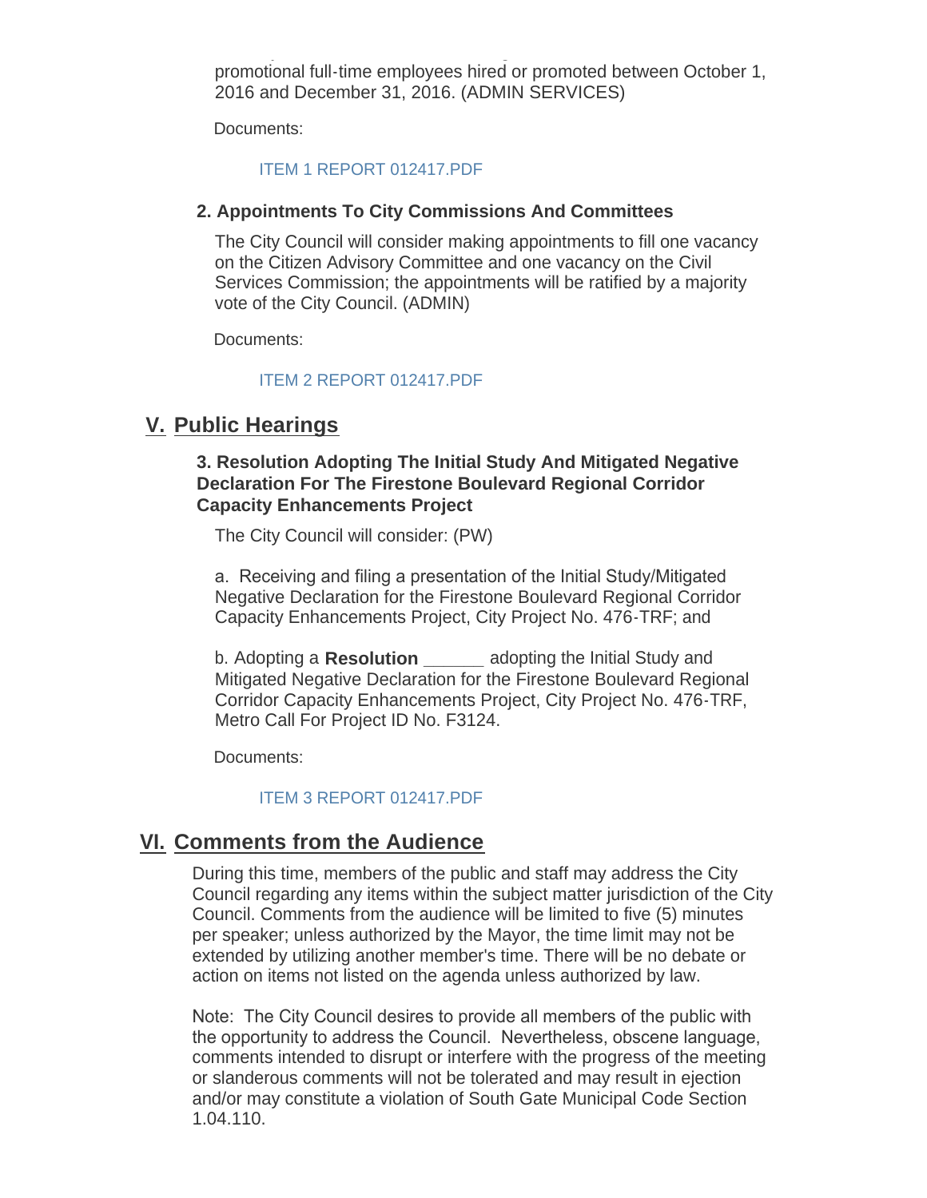promotional full-time employees hired or promoted between October 1, 2016 and December 31, 2016. (ADMIN SERVICES)

Documents:

ITEM 1 REPORT 012417.PDF

**2. Appointments To City Commissions And Committees**

The City Council will consider making appointments to fill one vacancy on the Citizen Advisory Committee and one vacancy on the Civil Services Commission; the appointments will be ratified by a majority vote of the City Council. (ADMIN)

Documents:

ITEM 2 REPORT 012417.PDF

## V. Public Hearings

**3. Resolution Adopting The Initial Study And Mitigated Negative Declaration For The Firestone Boulevard Regional Corridor Capacity Enhancements Project**

The City Council will consider: (PW)

a. Receiving and filing a presentation of the Initial Study/Mitigated Negative Declaration for the Firestone Boulevard Regional Corridor Capacity Enhancements Project, City Project No. 476-TRF; and

b. Adopting a **Resolution ______** adopting the Initial Study and Mitigated Negative Declaration for the Firestone Boulevard Regional Corridor Capacity Enhancements Project, City Project No. 476-TRF, Metro Call For Project ID No. F3124.

Documents:

ITEM 3 REPORT 012417.PDF

## VI. Comments from the Audience

During this time, members of the public and staff may address the City Council regarding any items within the subject matter jurisdiction of the City Council. Comments from the audience will be limited to five (5) minutes per speaker; unless authorized by the Mayor, the time limit may not be extended by utilizing another member's time. There will be no debate or action on items not listed on the agenda unless authorized by law.

Note: The City Council desires to provide all members of the public with the opportunity to address the Council. Nevertheless, obscene language, comments intended to disrupt or interfere with the progress of the meeting or slanderous comments will not be tolerated and may result in ejection and/or may constitute a violation of South Gate Municipal Code Section 1.04.110.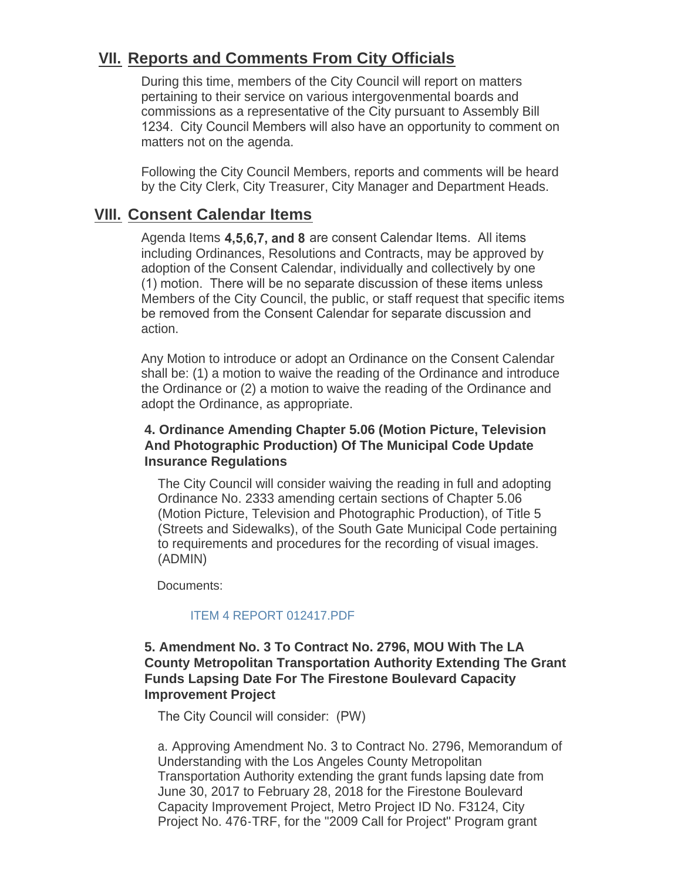## VII. Reports and Comments From City Officials

During this time, members of the City Council will report on matters pertaining to their service on various intergovenmental boards and commissions as a representative of the City pursuant to Assembly Bill 1234. City Council Members will also have an opportunity to comment on matters not on the agenda.

Following the City Council Members, reports and comments will be heard by the City Clerk, City Treasurer, City Manager and Department Heads.

## VIII. Consent Calendar Items

Agenda Items **4,5,6,7, and 8** are consent Calendar Items. All items including Ordinances, Resolutions and Contracts, may be approved by adoption of the Consent Calendar, individually and collectively by one (1) motion. There will be no separate discussion of these items unless Members of the City Council, the public, or staff request that specific items be removed from the Consent Calendar for separate discussion and action.

Any Motion to introduce or adopt an Ordinance on the Consent Calendar shall be: (1) a motion to waive the reading of the Ordinance and introduce the Ordinance or (2) a motion to waive the reading of the Ordinance and adopt the Ordinance, as appropriate.

#### 4. Ordinance Amending Chapter 5.06 (Motion Picture, Television And Photographic Production) Of The Municipal Code Update Insurance Regulations

The City Council will consider waiving the reading in full and adopting Ordinance No. 2333 amending certain sections of Chapter 5.06 (Motion Picture, Television and Photographic Production), of Title 5 (Streets and Sidewalks), of the South Gate Municipal Code pertaining to requirements and procedures for the recording of visual images. (ADMIN)

Documents:

ITEM 4 REPORT 012417.PDF

#### 5. Amendment No. 3 To Contract No. 2796, MOU With The LA County Metropolitan Transportation Authority Extending The Grant Funds Lapsing Date For The Firestone Boulevard Capacity Improvement Project

The City Council will consider: (PW)

a. Approving Amendment No. 3 to Contract No. 2796, Memorandum of Understanding with the Los Angeles County Metropolitan Transportation Authority extending the grant funds lapsing date from June 30, 2017 to February 28, 2018 for the Firestone Boulevard Capacity Improvement Project, Metro Project ID No. F3124, City Project No. 476-TRF, for the "2009 Call for Project" Program grant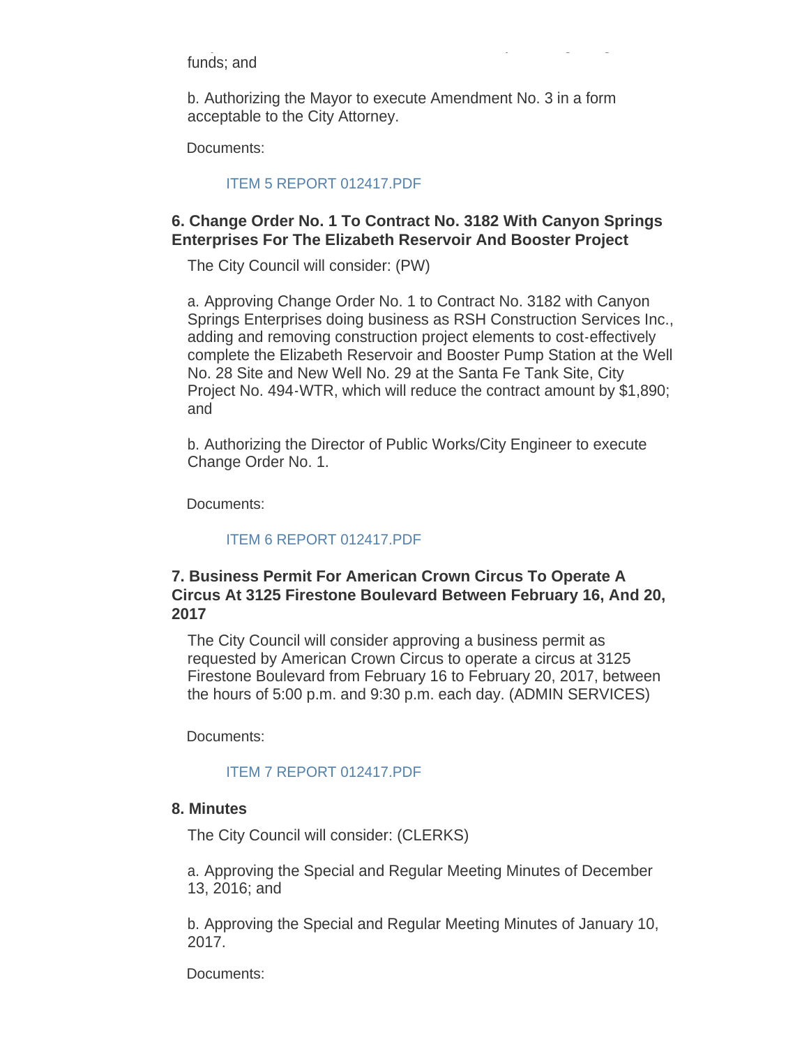funds; and

b. Authorizing the Mayor to execute Amendment No. 3 in a form acceptable to the City Attorney.

Documents:

ITEM 5 REPORT 012417.PDF

### 6. Change Order No. 1 To Contract No. 3182 With Canyon Springs Enterprises For The Elizabeth Reservoir And Booster Project

The City Council will consider: (PW)

a. Approving Change Order No. 1 to Contract No. 3182 with Canyon Springs Enterprises doing business as RSH Construction Services Inc., adding and removing construction project elements to cost-effectively complete the Elizabeth Reservoir and Booster Pump Station at the Well No. 28 Site and New Well No. 29 at the Santa Fe Tank Site, City Project No. 494-WTR, which will reduce the contract amount by $1,890; and

b. Authorizing the Director of Public Works/City Engineer to execute Change Order No. 1.

Documents:

ITEM 6 REPORT 012417.PDF

### 7. Business Permit For American Crown Circus To Operate A Circus At 3125 Firestone Boulevard Between February 16, And 20, 2017

The City Council will consider approving a business permit as requested by American Crown Circus to operate a circus at 3125 Firestone Boulevard from February 16 to February 20, 2017, between the hours of 5:00 p.m. and 9:30 p.m. each day. (ADMIN SERVICES)

Documents:

ITEM 7 REPORT 012417.PDF

### 8. Minutes

The City Council will consider: (CLERKS)

a. Approving the Special and Regular Meeting Minutes of December 13, 2016; and

b. Approving the Special and Regular Meeting Minutes of January 10, 2017.

Documents: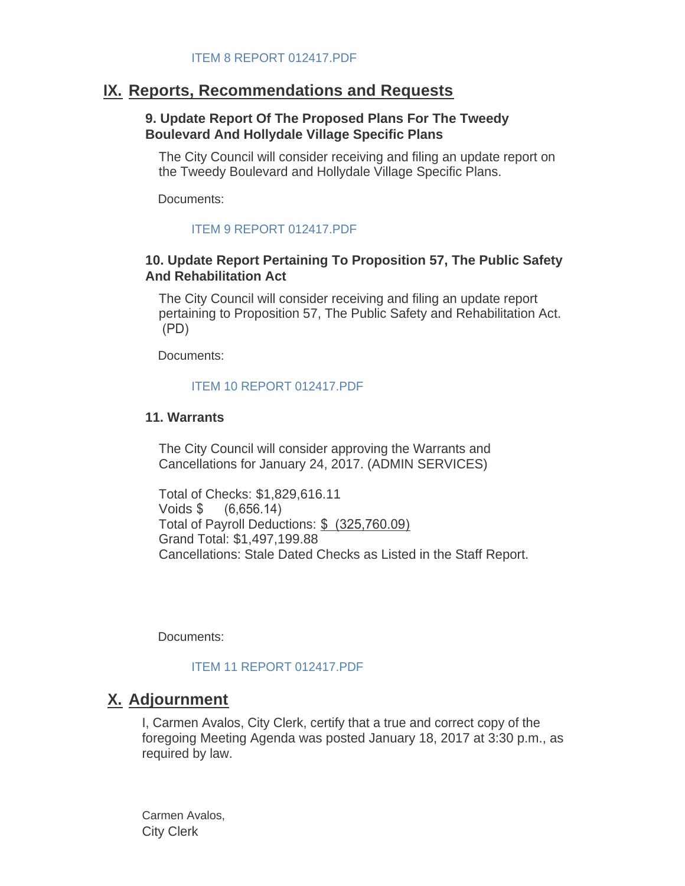ITEM 8 REPORT 012417.PDF

## IX. Reports, Recommendations and Requests

### 9. Update Report Of The Proposed Plans For The Tweedy Boulevard And Hollydale Village Specific Plans

The City Council will consider receiving and filing an update report on the Tweedy Boulevard and Hollydale Village Specific Plans.

Documents:

ITEM 9 REPORT 012417.PDF

### 10. Update Report Pertaining To Proposition 57, The Public Safety And Rehabilitation Act

The City Council will consider receiving and filing an update report pertaining to Proposition 57, The Public Safety and Rehabilitation Act. (PD)

Documents:

ITEM 10 REPORT 012417.PDF

### 11. Warrants

The City Council will consider approving the Warrants and Cancellations for January 24, 2017. (ADMIN SERVICES)

Total of Checks: $1,829,616.11
Voids $ (6,656.14)
Total of Payroll Deductions: $ (325,760.09)
Grand Total: $1,497,199.88
Cancellations: Stale Dated Checks as Listed in the Staff Report.

Documents:

ITEM 11 REPORT 012417.PDF

## X. Adjournment

I, Carmen Avalos, City Clerk, certify that a true and correct copy of the foregoing Meeting Agenda was posted January 18, 2017 at 3:30 p.m., as required by law.

Carmen Avalos,
City Clerk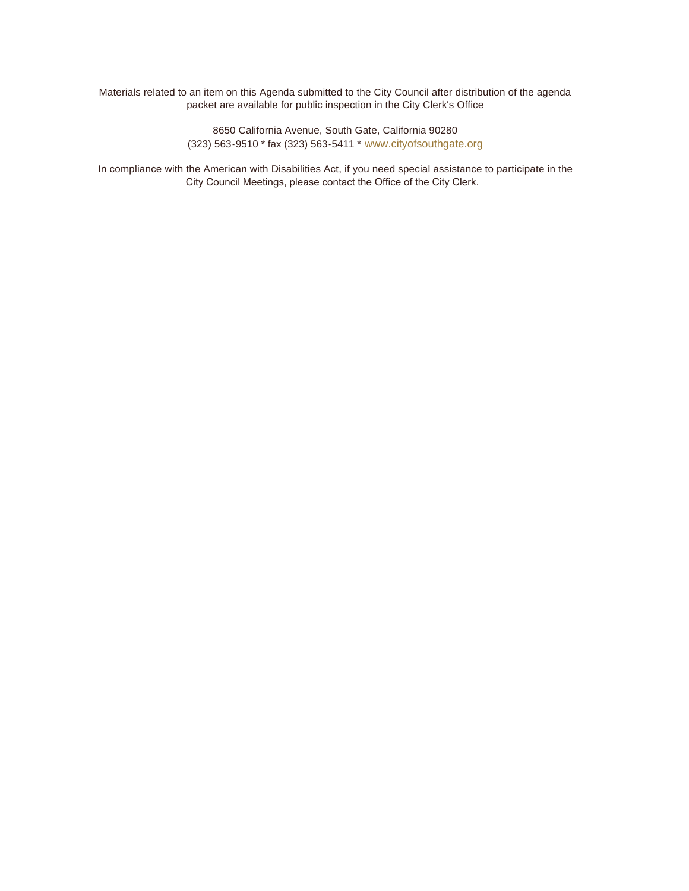Materials related to an item on this Agenda submitted to the City Council after distribution of the agenda packet are available for public inspection in the City Clerk's Office

8650 California Avenue, South Gate, California 90280
(323) 563-9510 * fax (323) 563-5411 * www.cityofsouthgate.org

In compliance with the American with Disabilities Act, if you need special assistance to participate in the City Council Meetings, please contact the Office of the City Clerk.